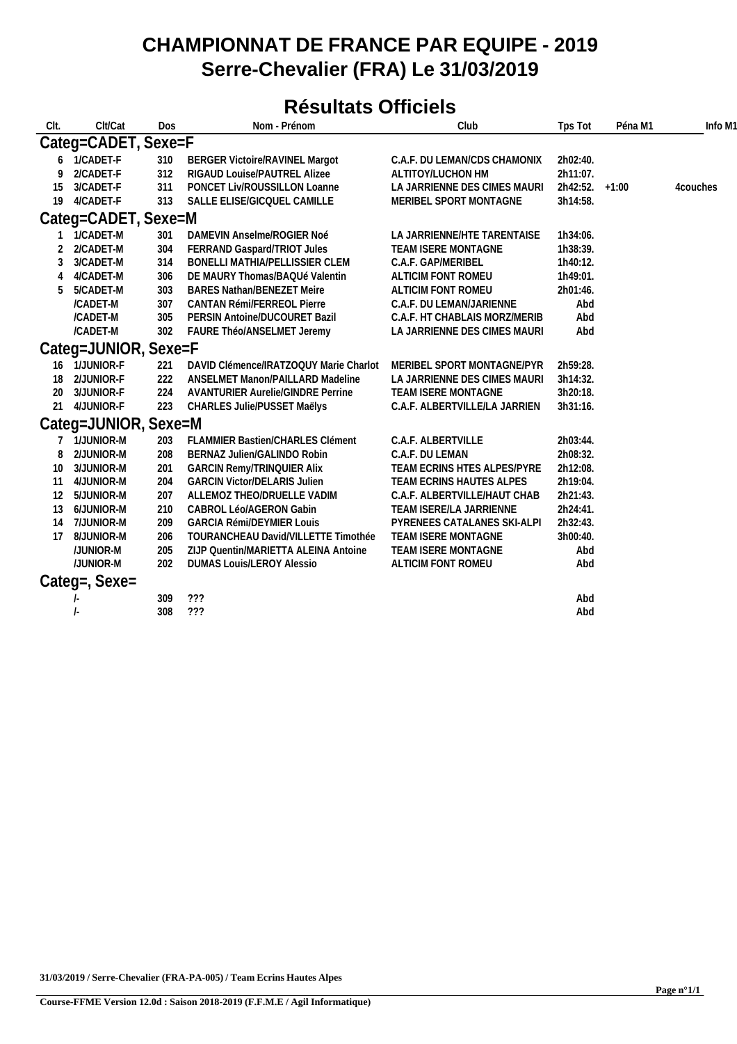# CHAMPIONNAT DE FRANCE PAR EQUIPE - 2019
# Serre-Chevalier (FRA) Le 31/03/2019

## Résultats Officiels

| Clt. | Clt/Cat | Dos | Nom - Prénom | Club | Tps Tot | Péna M1 | Info M1 |
|---|---|---|---|---|---|---|---|
| **Categ=CADET, Sexe=F** | | | | | | | |
| 6 | 1/CADET-F | 310 | BERGER Victoire/RAVINEL Margot | C.A.F. DU LEMAN/CDS CHAMONIX | 2h02:40. | | |
| 9 | 2/CADET-F | 312 | RIGAUD Louise/PAUTREL Alizee | ALTITOY/LUCHON HM | 2h11:07. | | |
| 15 | 3/CADET-F | 311 | PONCET Liv/ROUSSILLON Loanne | LA JARRIENNE DES CIMES MAURI | 2h42:52. | +1:00 | 4couches |
| 19 | 4/CADET-F | 313 | SALLE ELISE/GICQUEL CAMILLE | MERIBEL SPORT MONTAGNE | 3h14:58. | | |
| **Categ=CADET, Sexe=M** | | | | | | | |
| 1 | 1/CADET-M | 301 | DAMEVIN Anselme/ROGIER Noé | LA JARRIENNE/HTE TARENTAISE | 1h34:06. | | |
| 2 | 2/CADET-M | 304 | FERRAND Gaspard/TRIOT Jules | TEAM ISERE MONTAGNE | 1h38:39. | | |
| 3 | 3/CADET-M | 314 | BONELLI MATHIA/PELLISSIER CLEM | C.A.F. GAP/MERIBEL | 1h40:12. | | |
| 4 | 4/CADET-M | 306 | DE MAURY Thomas/BAQUé Valentin | ALTICIM FONT ROMEU | 1h49:01. | | |
| 5 | 5/CADET-M | 303 | BARES Nathan/BENEZET Meire | ALTICIM FONT ROMEU | 2h01:46. | | |
| | /CADET-M | 307 | CANTAN Rémi/FERREOL Pierre | C.A.F. DU LEMAN/JARIENNE | Abd | | |
| | /CADET-M | 305 | PERSIN Antoine/DUCOURET Bazil | C.A.F. HT CHABLAIS MORZ/MERIB | Abd | | |
| | /CADET-M | 302 | FAURE Théo/ANSELMET Jeremy | LA JARRIENNE DES CIMES MAURI | Abd | | |
| **Categ=JUNIOR, Sexe=F** | | | | | | | |
| 16 | 1/JUNIOR-F | 221 | DAVID Clémence/IRATZOQUY Marie Charlot | MERIBEL SPORT MONTAGNE/PYR | 2h59:28. | | |
| 18 | 2/JUNIOR-F | 222 | ANSELMET Manon/PAILLARD Madeline | LA JARRIENNE DES CIMES MAURI | 3h14:32. | | |
| 20 | 3/JUNIOR-F | 224 | AVANTURIER Aurelie/GINDRE Perrine | TEAM ISERE MONTAGNE | 3h20:18. | | |
| 21 | 4/JUNIOR-F | 223 | CHARLES Julie/PUSSET Maëlys | C.A.F. ALBERTVILLE/LA JARRIEN | 3h31:16. | | |
| **Categ=JUNIOR, Sexe=M** | | | | | | | |
| 7 | 1/JUNIOR-M | 203 | FLAMMIER Bastien/CHARLES Clément | C.A.F. ALBERTVILLE | 2h03:44. | | |
| 8 | 2/JUNIOR-M | 208 | BERNAZ Julien/GALINDO Robin | C.A.F. DU LEMAN | 2h08:32. | | |
| 10 | 3/JUNIOR-M | 201 | GARCIN Remy/TRINQUIER Alix | TEAM ECRINS HTES ALPES/PYRE | 2h12:08. | | |
| 11 | 4/JUNIOR-M | 204 | GARCIN Victor/DELARIS Julien | TEAM ECRINS HAUTES ALPES | 2h19:04. | | |
| 12 | 5/JUNIOR-M | 207 | ALLEMOZ THEO/DRUELLE VADIM | C.A.F. ALBERTVILLE/HAUT CHAB | 2h21:43. | | |
| 13 | 6/JUNIOR-M | 210 | CABROL Léo/AGERON Gabin | TEAM ISERE/LA JARRIENNE | 2h24:41. | | |
| 14 | 7/JUNIOR-M | 209 | GARCIA Rémi/DEYMIER Louis | PYRENEES CATALANES SKI-ALPI | 2h32:43. | | |
| 17 | 8/JUNIOR-M | 206 | TOURANCHEAU David/VILLETTE Timothée | TEAM ISERE MONTAGNE | 3h00:40. | | |
| | /JUNIOR-M | 205 | ZIJP Quentin/MARIETTA ALEINA Antoine | TEAM ISERE MONTAGNE | Abd | | |
| | /JUNIOR-M | 202 | DUMAS Louis/LEROY Alessio | ALTICIM FONT ROMEU | Abd | | |
| **Categ=, Sexe=** | | | | | | | |
| | /- | 309 | ??? | | Abd | | |
| | /- | 308 | ??? | | Abd | | |

31/03/2019 / Serre-Chevalier (FRA-PA-005) / Team Ecrins Hautes Alpes

Course-FFME Version 12.0d : Saison 2018-2019 (F.F.M.E / Agil Informatique)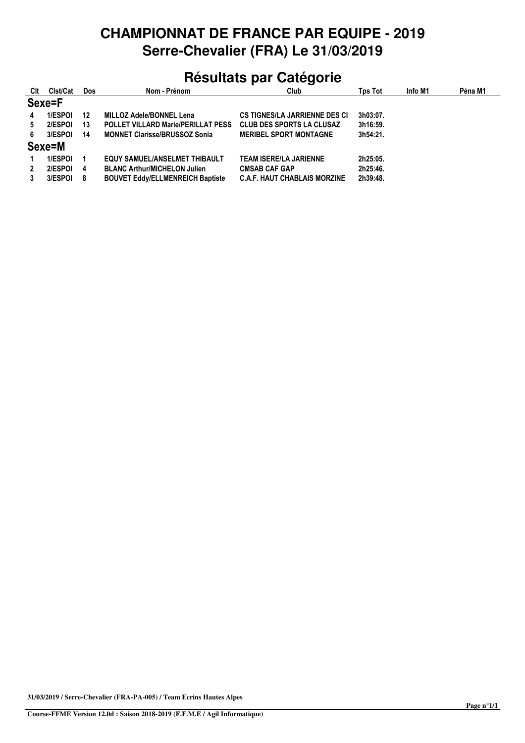# CHAMPIONNAT DE FRANCE PAR EQUIPE - 2019
# Serre-Chevalier (FRA) Le 31/03/2019

## Résultats par Catégorie

| Clt | Clst/Cat | Dos | Nom - Prénom | Club | Tps Tot | Info M1 | Péna M1 |
|---|---|---|---|---|---|---|---|
| **Sexe=F** | | | | | | | |
| 4 | 1/ESPOI | 12 | MILLOZ Adele/BONNEL Lena | CS TIGNES/LA JARRIENNE DES CI | 3h03:07. | | |
| 5 | 2/ESPOI | 13 | POLLET VILLARD Marie/PERILLAT PESS | CLUB DES SPORTS LA CLUSAZ | 3h16:59. | | |
| 6 | 3/ESPOI | 14 | MONNET Clarisse/BRUSSOZ Sonia | MERIBEL SPORT MONTAGNE | 3h54:21. | | |
| **Sexe=M** | | | | | | | |
| 1 | 1/ESPOI | 1 | EQUY SAMUEL/ANSELMET THIBAULT | TEAM ISERE/LA JARIENNE | 2h25:05. | | |
| 2 | 2/ESPOI | 4 | BLANC Arthur/MICHELON Julien | CMSAB CAF GAP | 2h25:46. | | |
| 3 | 3/ESPOI | 8 | BOUVET Eddy/ELLMENREICH Baptiste | C.A.F. HAUT CHABLAIS MORZINE | 2h39:48. | | |

31/03/2019 / Serre-Chevalier (FRA-PA-005) / Team Ecrins Hautes Alpes

Course-FFME Version 12.0d : Saison 2018-2019 (F.F.M.E / Agil Informatique)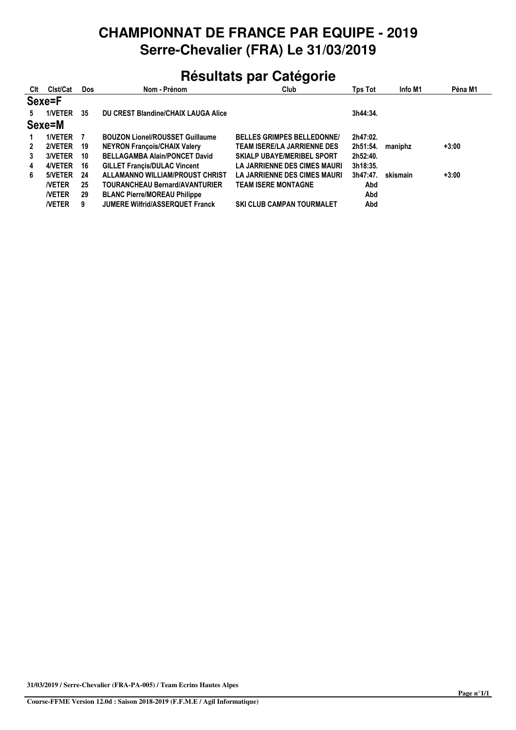# CHAMPIONNAT DE FRANCE PAR EQUIPE - 2019
# Serre-Chevalier (FRA) Le 31/03/2019

## Résultats par Catégorie

| Clt | Clst/Cat | Dos | Nom - Prénom | Club | Tps Tot | Info M1 | Péna M1 |
|---|---|---|---|---|---|---|---|
| **Sexe=F** | | | | | | | |
| 5 | 1/VETER | 35 | DU CREST Blandine/CHAIX LAUGA Alice | | 3h44:34. | | |
| **Sexe=M** | | | | | | | |
| 1 | 1/VETER | 7 | BOUZON Lionel/ROUSSET Guillaume | BELLES GRIMPES BELLEDONNE/ | 2h47:02. | | |
| 2 | 2/VETER | 19 | NEYRON François/CHAIX Valery | TEAM ISERE/LA JARRIENNE DES | 2h51:54. | maniphz | +3:00 |
| 3 | 3/VETER | 10 | BELLAGAMBA Alain/PONCET David | SKIALP UBAYE/MERIBEL SPORT | 2h52:40. | | |
| 4 | 4/VETER | 16 | GILLET Françis/DULAC Vincent | LA JARRIENNE DES CIMES MAURI | 3h18:35. | | |
| 6 | 5/VETER | 24 | ALLAMANNO WILLIAM/PROUST CHRIST | LA JARRIENNE DES CIMES MAURI | 3h47:47. | skismain | +3:00 |
| | /VETER | 25 | TOURANCHEAU Bernard/AVANTURIER | TEAM ISERE MONTAGNE | Abd | | |
| | /VETER | 29 | BLANC Pierre/MOREAU Philippe | | Abd | | |
| | /VETER | 9 | JUMERE Wilfrid/ASSERQUET Franck | SKI CLUB CAMPAN TOURMALET | Abd | | |

**31/03/2019 / Serre-Chevalier (FRA-PA-005) / Team Ecrins Hautes Alpes**

**Course-FFME Version 12.0d : Saison 2018-2019 (F.F.M.E / Agil Informatique)**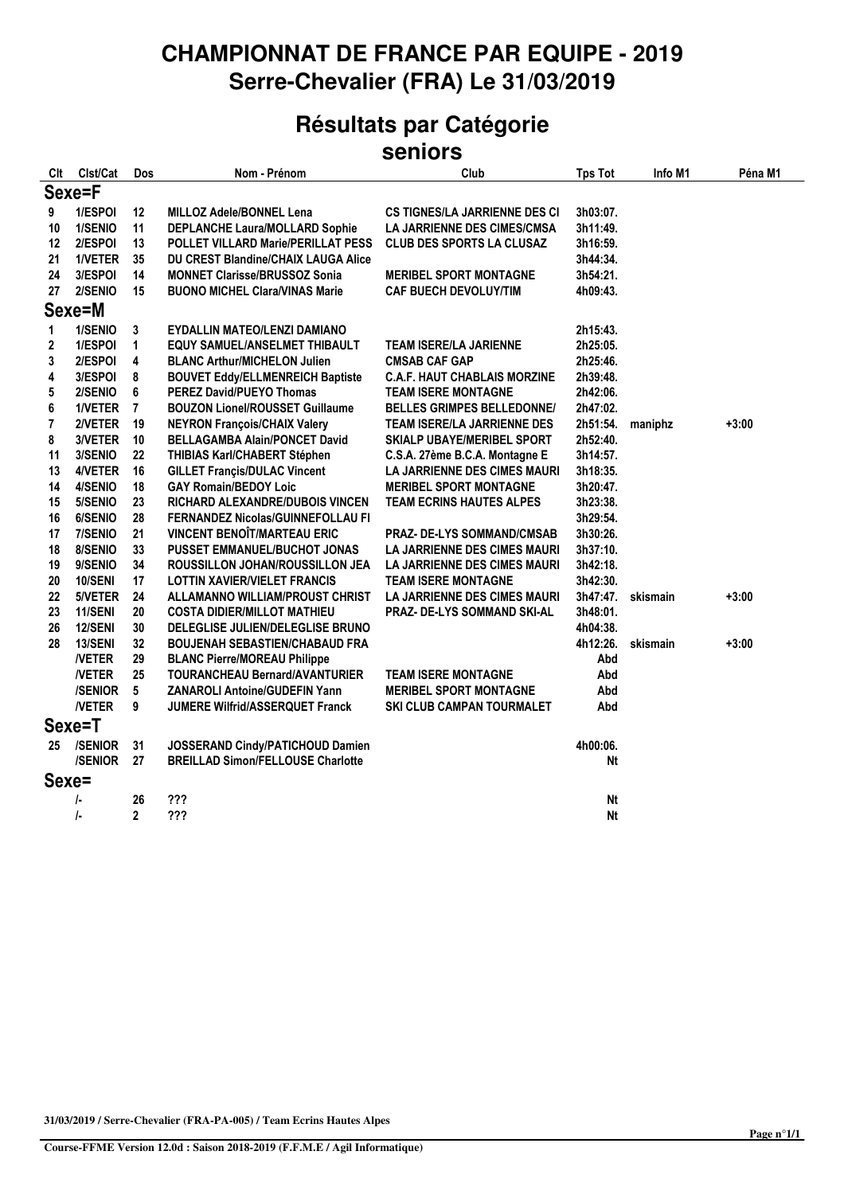# CHAMPIONNAT DE FRANCE PAR EQUIPE - 2019
## Serre-Chevalier (FRA) Le 31/03/2019

## Résultats par Catégorie
### seniors

| Clt | Clst/Cat | Dos | Nom - Prénom | Club | Tps Tot | Info M1 | Péna M1 |
|---|---|---|---|---|---|---|---|
| **Sexe=F** | | | | | | | |
| 9 | 1/ESPOI | 12 | MILLOZ Adele/BONNEL Lena | CS TIGNES/LA JARRIENNE DES CI | 3h03:07. | | |
| 10 | 1/SENIO | 11 | DEPLANCHE Laura/MOLLARD Sophie | LA JARRIENNE DES CIMES/CMSA | 3h11:49. | | |
| 12 | 2/ESPOI | 13 | POLLET VILLARD Marie/PERILLAT PESS | CLUB DES SPORTS LA CLUSAZ | 3h16:59. | | |
| 21 | 1/VETER | 35 | DU CREST Blandine/CHAIX LAUGA Alice | | 3h44:34. | | |
| 24 | 3/ESPOI | 14 | MONNET Clarisse/BRUSSOZ Sonia | MERIBEL SPORT MONTAGNE | 3h54:21. | | |
| 27 | 2/SENIO | 15 | BUONO MICHEL Clara/VINAS Marie | CAF BUECH DEVOLUY/TIM | 4h09:43. | | |
| **Sexe=M** | | | | | | | |
| 1 | 1/SENIO | 3 | EYDALLIN MATEO/LENZI DAMIANO | | 2h15:43. | | |
| 2 | 1/ESPOI | 1 | EQUY SAMUEL/ANSELMET THIBAULT | TEAM ISERE/LA JARIENNE | 2h25:05. | | |
| 3 | 2/ESPOI | 4 | BLANC Arthur/MICHELON Julien | CMSAB CAF GAP | 2h25:46. | | |
| 4 | 3/ESPOI | 8 | BOUVET Eddy/ELLMENREICH Baptiste | C.A.F. HAUT CHABLAIS MORZINE | 2h39:48. | | |
| 5 | 2/SENIO | 6 | PEREZ David/PUEYO Thomas | TEAM ISERE MONTAGNE | 2h42:06. | | |
| 6 | 1/VETER | 7 | BOUZON Lionel/ROUSSET Guillaume | BELLES GRIMPES BELLEDONNE/ | 2h47:02. | | |
| 7 | 2/VETER | 19 | NEYRON François/CHAIX Valery | TEAM ISERE/LA JARRIENNE DES | 2h51:54. | maniphz | +3:00 |
| 8 | 3/VETER | 10 | BELLAGAMBA Alain/PONCET David | SKIALP UBAYE/MERIBEL SPORT | 2h52:40. | | |
| 11 | 3/SENIO | 22 | THIBIAS Karl/CHABERT Stéphen | C.S.A. 27ème B.C.A. Montagne E | 3h14:57. | | |
| 13 | 4/VETER | 16 | GILLET Françis/DULAC Vincent | LA JARRIENNE DES CIMES MAURI | 3h18:35. | | |
| 14 | 4/SENIO | 18 | GAY Romain/BEDOY Loic | MERIBEL SPORT MONTAGNE | 3h20:47. | | |
| 15 | 5/SENIO | 23 | RICHARD ALEXANDRE/DUBOIS VINCEN | TEAM ECRINS HAUTES ALPES | 3h23:38. | | |
| 16 | 6/SENIO | 28 | FERNANDEZ Nicolas/GUINNEFOLLAU FI | | 3h29:54. | | |
| 17 | 7/SENIO | 21 | VINCENT BENOÎT/MARTEAU ERIC | PRAZ- DE-LYS SOMMAND/CMSAB | 3h30:26. | | |
| 18 | 8/SENIO | 33 | PUSSET EMMANUEL/BUCHOT JONAS | LA JARRIENNE DES CIMES MAURI | 3h37:10. | | |
| 19 | 9/SENIO | 34 | ROUSSILLON JOHAN/ROUSSILLON JEA | LA JARRIENNE DES CIMES MAURI | 3h42:18. | | |
| 20 | 10/SENI | 17 | LOTTIN XAVIER/VIELET FRANCIS | TEAM ISERE MONTAGNE | 3h42:30. | | |
| 22 | 5/VETER | 24 | ALLAMANNO WILLIAM/PROUST CHRIST | LA JARRIENNE DES CIMES MAURI | 3h47:47. | skismain | +3:00 |
| 23 | 11/SENI | 20 | COSTA DIDIER/MILLOT MATHIEU | PRAZ- DE-LYS SOMMAND SKI-AL | 3h48:01. | | |
| 26 | 12/SENI | 30 | DELEGLISE JULIEN/DELEGLISE BRUNO | | 4h04:38. | | |
| 28 | 13/SENI | 32 | BOUJENAH SEBASTIEN/CHABAUD FRA | | 4h12:26. | skismain | +3:00 |
| | /VETER | 29 | BLANC Pierre/MOREAU Philippe | | Abd | | |
| | /VETER | 25 | TOURANCHEAU Bernard/AVANTURIER | TEAM ISERE MONTAGNE | Abd | | |
| | /SENIOR | 5 | ZANAROLI Antoine/GUDEFIN Yann | MERIBEL SPORT MONTAGNE | Abd | | |
| | /VETER | 9 | JUMERE Wilfrid/ASSERQUET Franck | SKI CLUB CAMPAN TOURMALET | Abd | | |
| **Sexe=T** | | | | | | | |
| 25 | /SENIOR | 31 | JOSSERAND Cindy/PATICHOUD Damien | | 4h00:06. | | |
| | /SENIOR | 27 | BREILLAD Simon/FELLOUSE Charlotte | | Nt | | |
| **Sexe=** | | | | | | | |
| | /- | 26 | ??? | | Nt | | |
| | /- | 2 | ??? | | Nt | | |

31/03/2019 / Serre-Chevalier (FRA-PA-005) / Team Ecrins Hautes Alpes

Course-FFME Version 12.0d : Saison 2018-2019 (F.F.M.E / Agil Informatique)